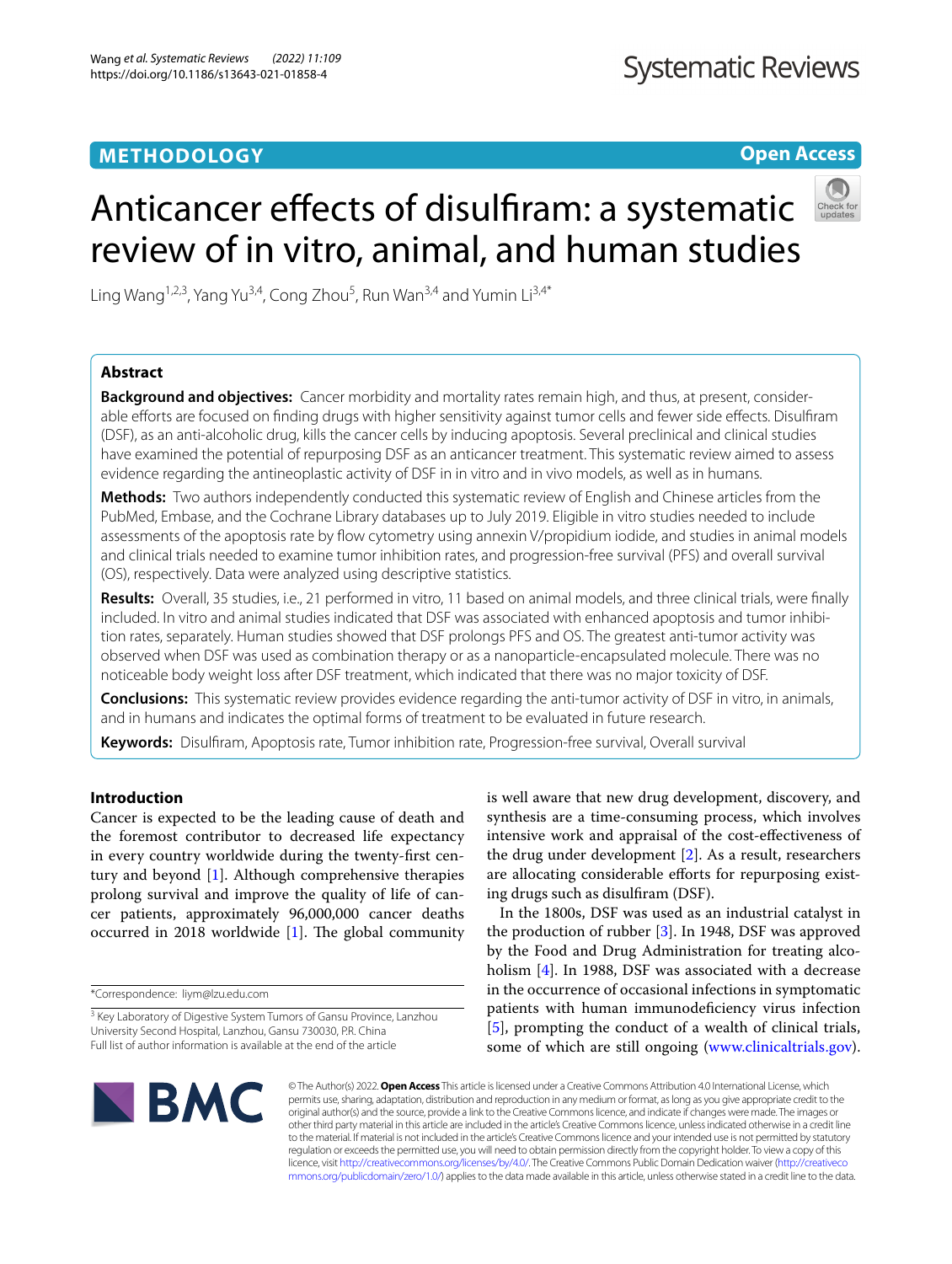**METHODOLOGY** **Open Access**

# Anticancer effects of disulfiram: a systematic review of in vitro, animal, and human studies

Ling Wang[1,2,3], Yang Yu[3,4], Cong Zhou[5], Run Wan[3,4] and Yumin Li[3,4*]

## Abstract

**Background and objectives:** Cancer morbidity and mortality rates remain high, and thus, at present, considerable efforts are focused on finding drugs with higher sensitivity against tumor cells and fewer side effects. Disulfiram (DSF), as an anti-alcoholic drug, kills the cancer cells by inducing apoptosis. Several preclinical and clinical studies have examined the potential of repurposing DSF as an anticancer treatment. This systematic review aimed to assess evidence regarding the antineoplastic activity of DSF in in vitro and in vivo models, as well as in humans.

**Methods:** Two authors independently conducted this systematic review of English and Chinese articles from the PubMed, Embase, and the Cochrane Library databases up to July 2019. Eligible in vitro studies needed to include assessments of the apoptosis rate by flow cytometry using annexin V/propidium iodide, and studies in animal models and clinical trials needed to examine tumor inhibition rates, and progression-free survival (PFS) and overall survival (OS), respectively. Data were analyzed using descriptive statistics.

**Results:** Overall, 35 studies, i.e., 21 performed in vitro, 11 based on animal models, and three clinical trials, were finally included. In vitro and animal studies indicated that DSF was associated with enhanced apoptosis and tumor inhibition rates, separately. Human studies showed that DSF prolongs PFS and OS. The greatest anti-tumor activity was observed when DSF was used as combination therapy or as a nanoparticle-encapsulated molecule. There was no noticeable body weight loss after DSF treatment, which indicated that there was no major toxicity of DSF.

**Conclusions:** This systematic review provides evidence regarding the anti-tumor activity of DSF in vitro, in animals, and in humans and indicates the optimal forms of treatment to be evaluated in future research.

**Keywords:** Disulfiram, Apoptosis rate, Tumor inhibition rate, Progression-free survival, Overall survival

## Introduction

Cancer is expected to be the leading cause of death and the foremost contributor to decreased life expectancy in every country worldwide during the twenty-first century and beyond [1]. Although comprehensive therapies prolong survival and improve the quality of life of cancer patients, approximately 96,000,000 cancer deaths occurred in 2018 worldwide [1]. The global community is well aware that new drug development, discovery, and synthesis are a time-consuming process, which involves intensive work and appraisal of the cost-effectiveness of the drug under development [2]. As a result, researchers are allocating considerable efforts for repurposing existing drugs such as disulfiram (DSF).

In the 1800s, DSF was used as an industrial catalyst in the production of rubber [3]. In 1948, DSF was approved by the Food and Drug Administration for treating alcoholism [4]. In 1988, DSF was associated with a decrease in the occurrence of occasional infections in symptomatic patients with human immunodeficiency virus infection [5], prompting the conduct of a wealth of clinical trials, some of which are still ongoing (www.clinicaltrials.gov).

*Correspondence: liym@lzu.edu.cn

[3] Key Laboratory of Digestive System Tumors of Gansu Province, Lanzhou University Second Hospital, Lanzhou, Gansu 730030, P.R. China
Full list of author information is available at the end of the article

© The Author(s) 2022. **Open Access** This article is licensed under a Creative Commons Attribution 4.0 International License, which permits use, sharing, adaptation, distribution and reproduction in any medium or format, as long as you give appropriate credit to the original author(s) and the source, provide a link to the Creative Commons licence, and indicate if changes were made. The images or other third party material in this article are included in the article's Creative Commons licence, unless indicated otherwise in a credit line to the material. If material is not included in the article's Creative Commons licence and your intended use is not permitted by statutory regulation or exceeds the permitted use, you will need to obtain permission directly from the copyright holder. To view a copy of this licence, visit http://creativecommons.org/licenses/by/4.0/. The Creative Commons Public Domain Dedication waiver (http://creativecommons.org/publicdomain/zero/1.0/) applies to the data made available in this article, unless otherwise stated in a credit line to the data.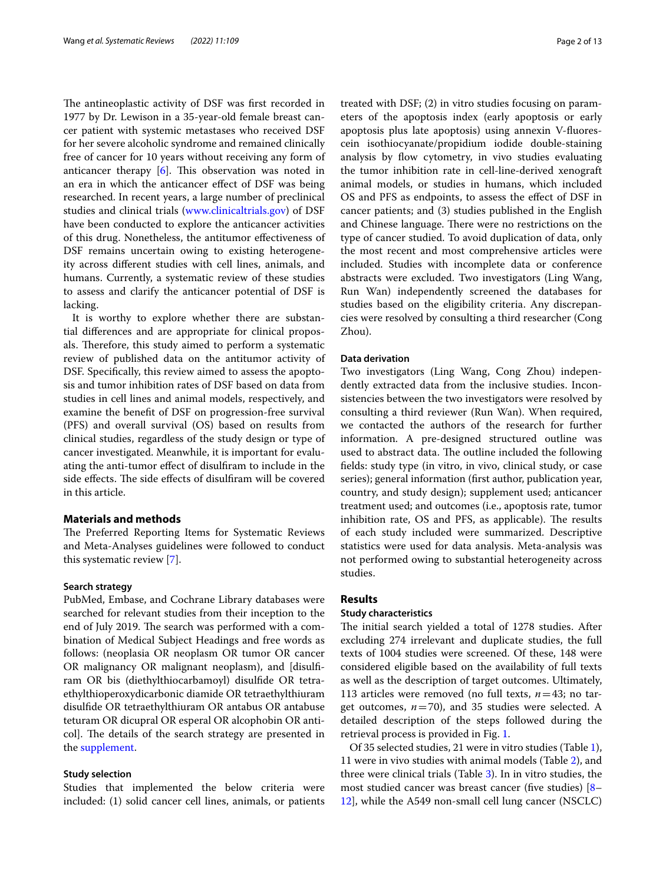The antineoplastic activity of DSF was first recorded in 1977 by Dr. Lewison in a 35-year-old female breast cancer patient with systemic metastases who received DSF for her severe alcoholic syndrome and remained clinically free of cancer for 10 years without receiving any form of anticancer therapy [6]. This observation was noted in an era in which the anticancer effect of DSF was being researched. In recent years, a large number of preclinical studies and clinical trials (www.clinicaltrials.gov) of DSF have been conducted to explore the anticancer activities of this drug. Nonetheless, the antitumor effectiveness of DSF remains uncertain owing to existing heterogeneity across different studies with cell lines, animals, and humans. Currently, a systematic review of these studies to assess and clarify the anticancer potential of DSF is lacking.

It is worthy to explore whether there are substantial differences and are appropriate for clinical proposals. Therefore, this study aimed to perform a systematic review of published data on the antitumor activity of DSF. Specifically, this review aimed to assess the apoptosis and tumor inhibition rates of DSF based on data from studies in cell lines and animal models, respectively, and examine the benefit of DSF on progression-free survival (PFS) and overall survival (OS) based on results from clinical studies, regardless of the study design or type of cancer investigated. Meanwhile, it is important for evaluating the anti-tumor effect of disulfiram to include in the side effects. The side effects of disulfiram will be covered in this article.

## Materials and methods

The Preferred Reporting Items for Systematic Reviews and Meta-Analyses guidelines were followed to conduct this systematic review [7].

### Search strategy

PubMed, Embase, and Cochrane Library databases were searched for relevant studies from their inception to the end of July 2019. The search was performed with a combination of Medical Subject Headings and free words as follows: (neoplasia OR neoplasm OR tumor OR cancer OR malignancy OR malignant neoplasm), and [disulfiram OR bis (diethylthiocarbamoyl) disulfide OR tetraethylthioperoxydicarbonic diamide OR tetraethylthiuram disulfide OR tetraethylthiuram OR antabus OR antabuse teturam OR dicupral OR esperal OR alcophobin OR anticol]. The details of the search strategy are presented in the supplement.

### Study selection

Studies that implemented the below criteria were included: (1) solid cancer cell lines, animals, or patients treated with DSF; (2) in vitro studies focusing on parameters of the apoptosis index (early apoptosis or early apoptosis plus late apoptosis) using annexin V-fluorescein isothiocyanate/propidium iodide double-staining analysis by flow cytometry, in vivo studies evaluating the tumor inhibition rate in cell-line-derived xenograft animal models, or studies in humans, which included OS and PFS as endpoints, to assess the effect of DSF in cancer patients; and (3) studies published in the English and Chinese language. There were no restrictions on the type of cancer studied. To avoid duplication of data, only the most recent and most comprehensive articles were included. Studies with incomplete data or conference abstracts were excluded. Two investigators (Ling Wang, Run Wan) independently screened the databases for studies based on the eligibility criteria. Any discrepancies were resolved by consulting a third researcher (Cong Zhou).

### Data derivation

Two investigators (Ling Wang, Cong Zhou) independently extracted data from the inclusive studies. Inconsistencies between the two investigators were resolved by consulting a third reviewer (Run Wan). When required, we contacted the authors of the research for further information. A pre-designed structured outline was used to abstract data. The outline included the following fields: study type (in vitro, in vivo, clinical study, or case series); general information (first author, publication year, country, and study design); supplement used; anticancer treatment used; and outcomes (i.e., apoptosis rate, tumor inhibition rate, OS and PFS, as applicable). The results of each study included were summarized. Descriptive statistics were used for data analysis. Meta-analysis was not performed owing to substantial heterogeneity across studies.

## Results

### Study characteristics

The initial search yielded a total of 1278 studies. After excluding 274 irrelevant and duplicate studies, the full texts of 1004 studies were screened. Of these, 148 were considered eligible based on the availability of full texts as well as the description of target outcomes. Ultimately, 113 articles were removed (no full texts, $n=43$; no target outcomes, $n=70$), and 35 studies were selected. A detailed description of the steps followed during the retrieval process is provided in Fig. 1.

Of 35 selected studies, 21 were in vitro studies (Table 1), 11 were in vivo studies with animal models (Table 2), and three were clinical trials (Table 3). In in vitro studies, the most studied cancer was breast cancer (five studies) [8–12], while the A549 non-small cell lung cancer (NSCLC)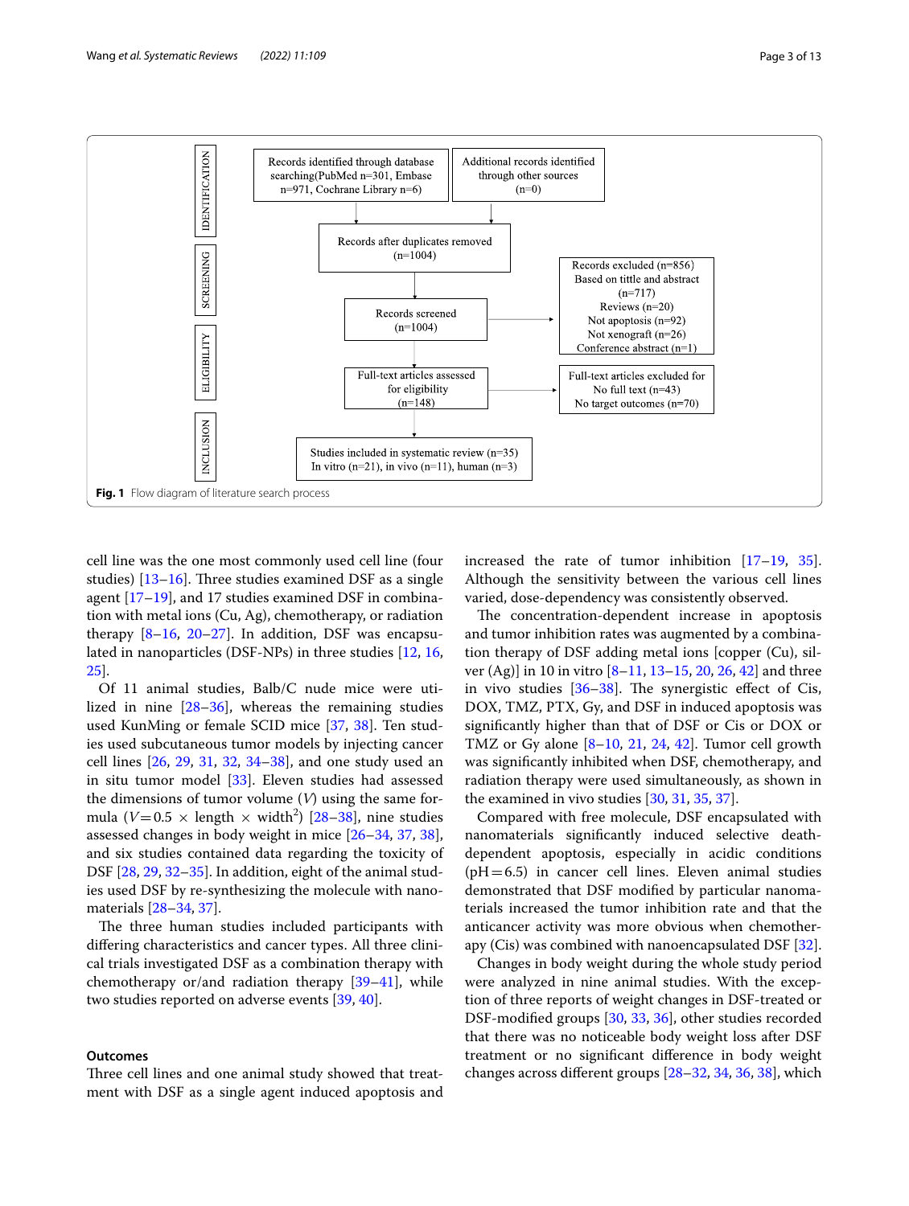IDENTIFICATION

Records identified through database searching(PubMed n=301, Embase n=971, Cochrane Library n=6)

Additional records identified through other sources (n=0)

Records after duplicates removed (n=1004)

SCREENING

Records screened (n=1004)

Records excluded (n=856)
Based on tittle and abstract (n=717)
Reviews (n=20)
Not apoptosis (n=92)
Not xenograft (n=26)
Conference abstract (n=1)

ELIGIBILITY

Full-text articles assessed for eligibility (n=148)

Full-text articles excluded for
No full text (n=43)
No target outcomes (n=70)

INCLUSION

Studies included in systematic review (n=35)
In vitro (n=21), in vivo (n=11), human (n=3)

**Fig. 1** Flow diagram of literature search process

cell line was the one most commonly used cell line (four studies) [13–16]. Three studies examined DSF as a single agent [17–19], and 17 studies examined DSF in combination with metal ions (Cu, Ag), chemotherapy, or radiation therapy [8–16, 20–27]. In addition, DSF was encapsulated in nanoparticles (DSF-NPs) in three studies [12, 16, 25].

Of 11 animal studies, Balb/C nude mice were utilized in nine [28–36], whereas the remaining studies used KunMing or female SCID mice [37, 38]. Ten studies used subcutaneous tumor models by injecting cancer cell lines [26, 29, 31, 32, 34–38], and one study used an in situ tumor model [33]. Eleven studies had assessed the dimensions of tumor volume ($V$) using the same formula ($V = 0.5 \times \text{length} \times \text{width}^2$) [28–38], nine studies assessed changes in body weight in mice [26–34, 37, 38], and six studies contained data regarding the toxicity of DSF [28, 29, 32–35]. In addition, eight of the animal studies used DSF by re-synthesizing the molecule with nanomaterials [28–34, 37].

The three human studies included participants with differing characteristics and cancer types. All three clinical trials investigated DSF as a combination therapy with chemotherapy or/and radiation therapy [39–41], while two studies reported on adverse events [39, 40].

## Outcomes

Three cell lines and one animal study showed that treatment with DSF as a single agent induced apoptosis and increased the rate of tumor inhibition [17–19, 35]. Although the sensitivity between the various cell lines varied, dose-dependency was consistently observed.

The concentration-dependent increase in apoptosis and tumor inhibition rates was augmented by a combination therapy of DSF adding metal ions [copper (Cu), silver (Ag)] in 10 in vitro [8–11, 13–15, 20, 26, 42] and three in vivo studies [36–38]. The synergistic effect of Cis, DOX, TMZ, PTX, Gy, and DSF in induced apoptosis was significantly higher than that of DSF or Cis or DOX or TMZ or Gy alone [8–10, 21, 24, 42]. Tumor cell growth was significantly inhibited when DSF, chemotherapy, and radiation therapy were used simultaneously, as shown in the examined in vivo studies [30, 31, 35, 37].

Compared with free molecule, DSF encapsulated with nanomaterials significantly induced selective death-dependent apoptosis, especially in acidic conditions (pH = 6.5) in cancer cell lines. Eleven animal studies demonstrated that DSF modified by particular nanomaterials increased the tumor inhibition rate and that the anticancer activity was more obvious when chemotherapy (Cis) was combined with nanoencapsulated DSF [32].

Changes in body weight during the whole study period were analyzed in nine animal studies. With the exception of three reports of weight changes in DSF-treated or DSF-modified groups [30, 33, 36], other studies recorded that there was no noticeable body weight loss after DSF treatment or no significant difference in body weight changes across different groups [28–32, 34, 36, 38], which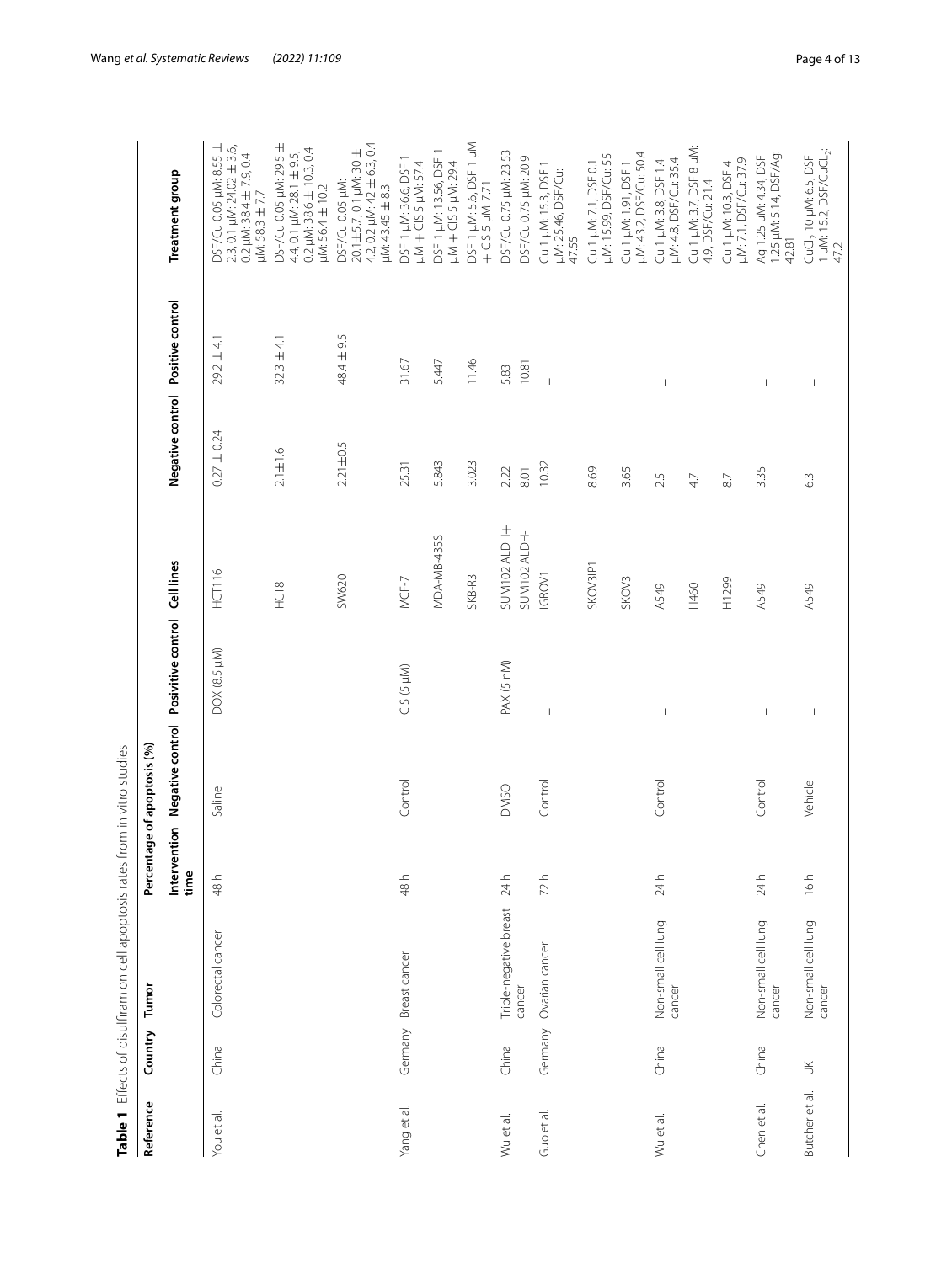**Table 1** Effects of disulfiram on cell apoptosis rates from in vitro studies

| Reference | Country | Tumor | Intervention time | Percentage of apoptosis (%) Negative control | Posivitive control | Cell lines | Negative control | Positive control | Treatment group |
|---|---|---|---|---|---|---|---|---|---|
| You et al. | China | Colorectal cancer | 48 h | Saline | DOX (8.5 μM) | HCT116 | 0.27 ± 0.24 | 29.2 ± 4.1 | DSF/Cu 0.05 μM: 8.55 ± 2.3, 0.1 μM: 24.02 ± 3.6, 0.2 μM: 38.4 ± 7.9, 0.4 μM: 58.3 ± 7.7 |
| | | | | | | HCT8 | 2.1±1.6 | 32.3 ± 4.1 | DSF/Cu 0.05 μM: 29.5 ± 4.4, 0.1 μM: 28.1 ± 9.5, 0.2 μM: 38.6 ± 10.3, 0.4 μM: 56.4 ± 10.2 |
| | | | | | | SW620 | 2.21±0.5 | 48.4 ± 9.5 | DSF/Cu 0.05 μM: 20.1±5.7, 0.1 μM: 30 ± 4.2, 0.2 μM: 42 ± 6.3, 0.4 μM: 43.45 ± 8.3 |
| Yang et al. | Germany | Breast cancer | 48 h | Control | CIS (5 μM) | MCF-7 | 25.31 | 31.67 | DSF 1 μM: 36.6, DSF 1 μM + CIS 5 μM: 57.4 |
| | | | | | | MDA-MB-435S | 5.843 | 5.447 | DSF 1 μM: 13.56, DSF 1 μM + CIS 5 μM: 29.4 |
| | | | | | | SKB-R3 | 3.023 | 11.46 | DSF 1 μM: 5.6, DSF 1 μM + CIS 5 μM: 7.71 |
| Wu et al. | China | Triple-negative breast cancer | 24 h | DMSO | PAX (5 nM) | SUM102 ALDH+ | 2.22 | 5.83 | DSF/Cu 0.75 μM: 23.53 |
| | | | | | | SUM102 ALDH- | 8.01 | 10.81 | DSF/Cu 0.75 μM: 20.9 |
| Guo et al. | Germany | Ovarian cancer | 72 h | Control | – | IGROV1 | 10.32 | – | Cu 1 μM: 15.3, DSF 1 μM: 25.46, DSF/Cu: 47.55 |
| | | | | | | SKOV3IP1 | 8.69 | | Cu 1 μM: 7.1, DSF 0.1 μM: 15.99, DSF/Cu: 55 |
| | | | | | | SKOV3 | 3.65 | | Cu 1 μM: 1.91, DSF 1 μM: 43.2, DSF/Cu: 50.4 |
| Wu et al. | China | Non-small cell lung cancer | 24 h | Control | – | A549 | 2.5 | – | Cu 1 μM: 3.8, DSF 1.4 μM: 4.8, DSF/Cu: 35.4 |
| | | | | | | H460 | 4.7 | | Cu 1 μM: 3.7, DSF 8 μM: 4.9, DSF/Cu: 21.4 |
| | | | | | | H1299 | 8.7 | | Cu 1 μM: 10.3, DSF 4 μM: 7.1, DSF/Cu: 37.9 |
| Chen et al. | China | Non-small cell lung cancer | 24 h | Control | – | A549 | 3.35 | – | Ag 1.25 μM: 4.34, DSF 1.25 μM: 5.14, DSF/Ag: 42.81 |
| Butcher et al. | UK | Non-small cell lung cancer | 16 h | Vehicle | – | A549 | 6.3 | – | $CuCl_2$ 10 μM: 6.5, DSF 1 μM: 15.2, DSF/$CuCl_2$: 47.2 |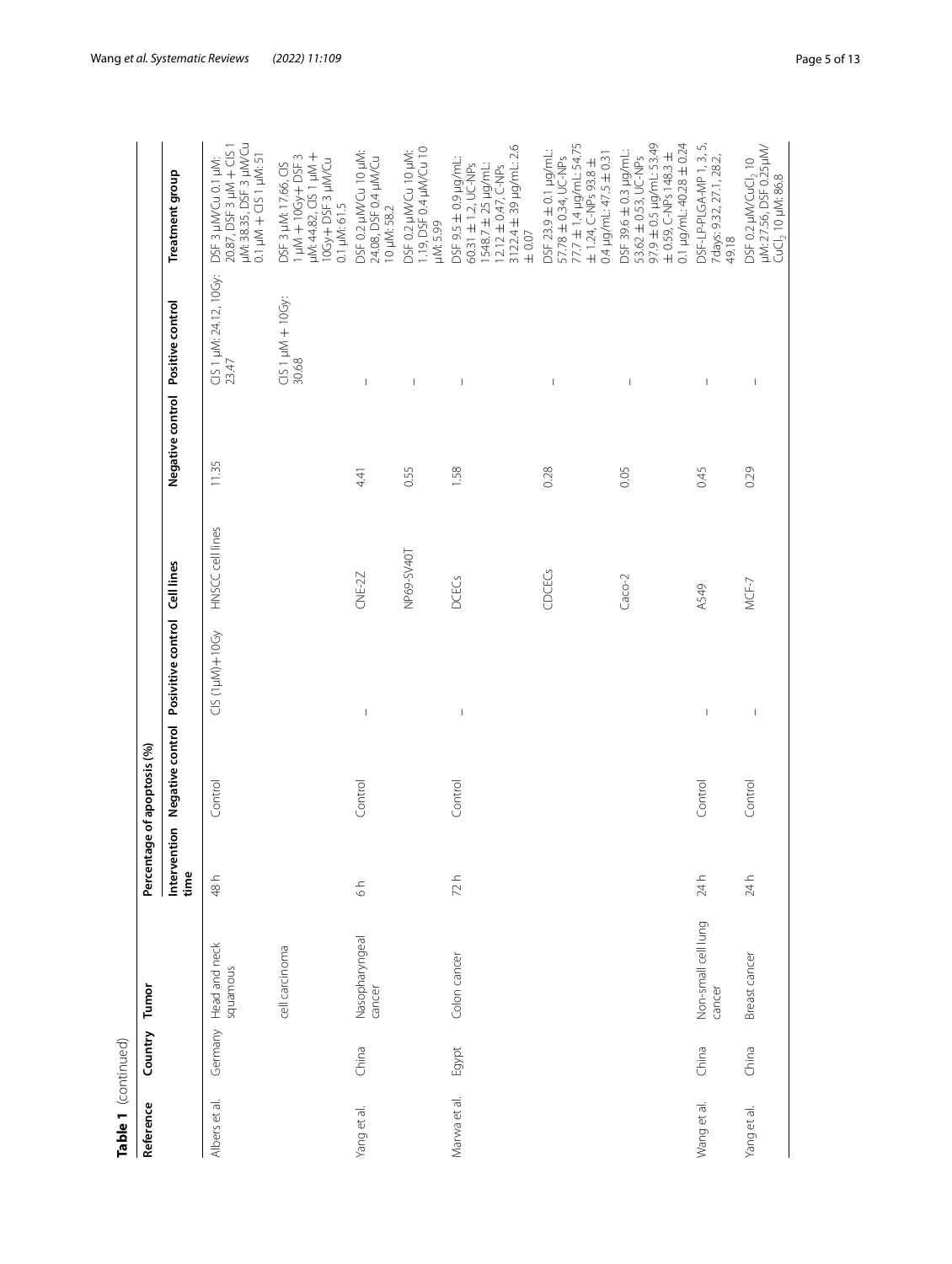**Table 1** (continued)

| Reference | Country | Tumor | Percentage of apoptosis (%) | | | | | | |
|---|---|---|---|---|---|---|---|---|---|
| | | | Intervention time | Negative control | Posivitive control | Cell lines | Negative control | Positive control | Treatment group |
| Albers et al. | Germany | Head and neck squamous cell carcinoma | 48 h | Control | CIS (1μM)+10Gy | HNSCC cell lines | 11.35 | CIS 1 μM: 24.12, 10Gy: 23.47 | DSF 3 μM/Cu 0.1 μM: 20.87, DSF 3 μM + CIS 1 μM: 38.35, DSF 3 μM/Cu 0.1 μM + CIS 1 μM: 51 |
| | | | | | | | | CIS 1 μM + 10Gy: 30.68 | DSF 3 μM: 17.66, CIS 1 μM + 10Gy+ DSF 3 μM: 44.82, CIS 1 μM + 10Gy+ DSF 3 μM/Cu 0.1 μM: 61.5 |
| Yang et al. | China | Nasopharyngeal cancer | 6 h | Control | – | CNE-2Z | 4.41 | – | DSF 0.2 μM/Cu 10 μM: 24.08, DSF 0.4 μM/Cu 10 μM: 58.2 |
| | | | | | | NP69-SV40T | 0.55 | – | DSF 0.2 μM/Cu 10 μM: 1.19, DSF 0.4 μM/Cu 10 μM: 5.99 |
| Marwa et al. | Egypt | Colon cancer | 72 h | Control | – | DCECs | 1.58 | – | DSF 9.5 ± 0.9 μg/mL: 60.31 ± 1.2, UC-NPs 1548.7 ± 25 μg/mL: 12.12 ± 0.47, C-NPs 3122.4 ± 39 μg/mL: 2.6 ± 0.07 |
| | | | | | | CDCECs | 0.28 | – | DSF 23.9 ± 0.1 μg/mL: 57.78 ± 0.34, UC-NPs 77.7 ± 1.4 μg/mL: 54.75 ± 1.24, C-NPs 93.8 ± 0.4 μg/mL: 47.5 ± 0.31 |
| | | | | | | Caco-2 | 0.05 | – | DSF 39.6 ± 0.3 μg/mL: 53.62 ± 0.53, UC-NPs 97.9 ± 0.5 μg/mL: 53.49 ± 0.59, C-NPs 148.3 ± 0.1 μg/mL: 40.28 ± 0.24 |
| Wang et al. | China | Non-small cell lung cancer | 24 h | Control | – | A549 | 0.45 | – | DSF-LP-PLGA-MP 1, 3, 5, 7days: 9.32, 27.1, 28.2, 49.18 |
| Yang et al. | China | Breast cancer | 24 h | Control | – | MCF-7 | 0.29 | – | DSF 0.2 μM/$CuCl_2$ 10 μM: 27.56, DSF 0.25μM/$CuCl_2$ 10 μM: 86.8 |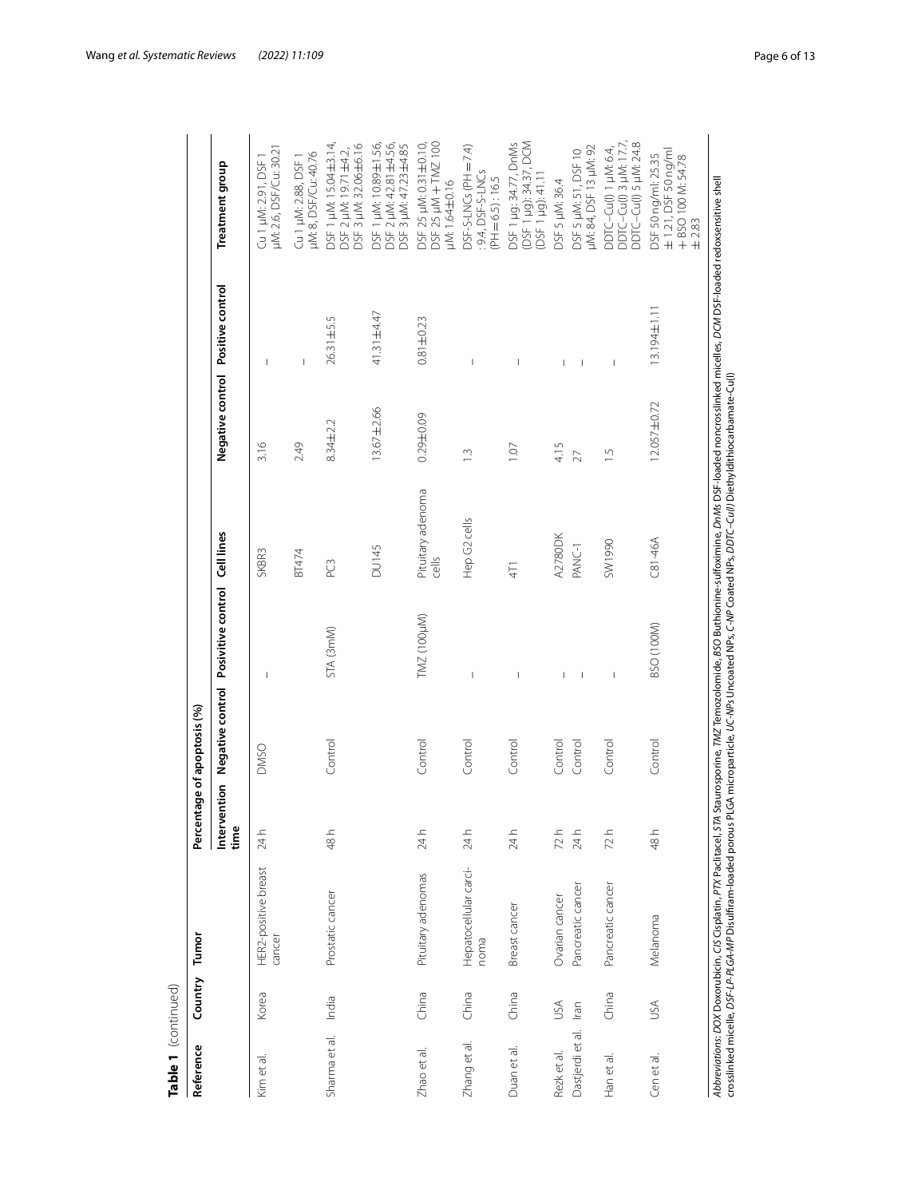**Table 1** (continued)

| Reference | Country | Tumor | Intervention time | Percentage of apoptosis (%) | | | | | |
|---|---|---|---|---|---|---|---|---|---|
| | | | | Negative control | Posivitive control | Cell lines | Negative control | Positive control | Treatment group |
| Kim et al. | Korea | HER2-positive breast cancer | 24 h | DMSO | – | SKBR3 | 3.16 | – | Cu 1 μM: 2.91, DSF 1 μM: 2.6, DSF/Cu: 30.21 |
| | | | | | | BT474 | 2.49 | – | Cu 1 μM: 2.88, DSF 1 μM: 8, DSF/Cu: 40.76 |
| Sharma et al. | India | Prostatic cancer | 48 h | Control | STA (3mM) | PC3 | 8.34±2.2 | 26.31±5.5 | DSF 1 μM: 15.04±3.14, DSF 2 μM: 19.71±4.2, DSF 3 μM: 32.06±6.16 |
| | | | | | | DU145 | 13.67±2.66 | 41.31±4.47 | DSF 1 μM: 10.89±1.56, DSF 2 μM: 42.81±4.56, DSF 3 μM: 47.23±4.85 |
| Zhao et al. | China | Pituitary adenomas | 24 h | Control | TMZ (100μM) | Pituitary adenoma cells | 0.29±0.09 | 0.81±0.23 | DSF 25 μM: 0.31±0.10, DSF 25 μM + TMZ 100 μM: 1.64±0.16 |
| Zhang et al. | China | Hepatocellular carcinoma | 24 h | Control | – | Hep G2 cells | 1.3 | – | DSF-S-LNCs (PH = 7.4) : 9.4, DSF-S-LNCs (PH = 6.5) : 16.5 |
| Duan et al. | China | Breast cancer | 24 h | Control | – | 4T1 | 1.07 | – | DSF 1 μg: 34.77, DnMs (DSF 1 μg): 34.37, DCM (DSF 1 μg): 41.11 |
| Rezk et al. | USA | Ovarian cancer | 72 h | Control | – | A2780DK | 4.15 | – | DSF 5 μM: 36.4 |
| Dastjerdi et al. | Iran | Pancreatic cancer | 24 h | Control | – | PANC-1 | 27 | – | DSF 5 μM: 51, DSF 10 μM: 84, DSF 13 μM: 92 |
| Han et al. | China | Pancreatic cancer | 72 h | Control | – | SW1990 | 1.5 | – | DDTC–Cu(I) 1 μM: 6.4, DDTC–Cu(I) 3 μM: 17.7, DDTC–Cu(I) 5 μM: 24.8 |
| Cen et al. | USA | Melanoma | 48 h | Control | BSO (100M) | C81-46A | 12.057±0.72 | 13.194±1.11 | DSF 50 ng/ml: 25.35 ± 1.21, DSF 50 ng/ml + BSO 100 M: 54.78 ± 2.83 |

*Abbreviations*: *DOX* Doxorubicin, *CIS* Cisplatin, *PTX* Paclitacel, *STA* Staurosporine, *TMZ* Temozolomide, *BSO* Buthionine-sulfoximine, *DnMs* DSF-loaded noncrosslinked micelles, *DCM* DSF-loaded redoxsensitive shell crosslinked micelle, *DSF-LP-PLGA-MP* Disulfiram-loaded porous PLGA microparticle, *UC-NPs* Uncoated NPs, *C-NP* Coated NPs, *DDTC–Cu(I)* Diethyldithiocarbamate-Cu(I)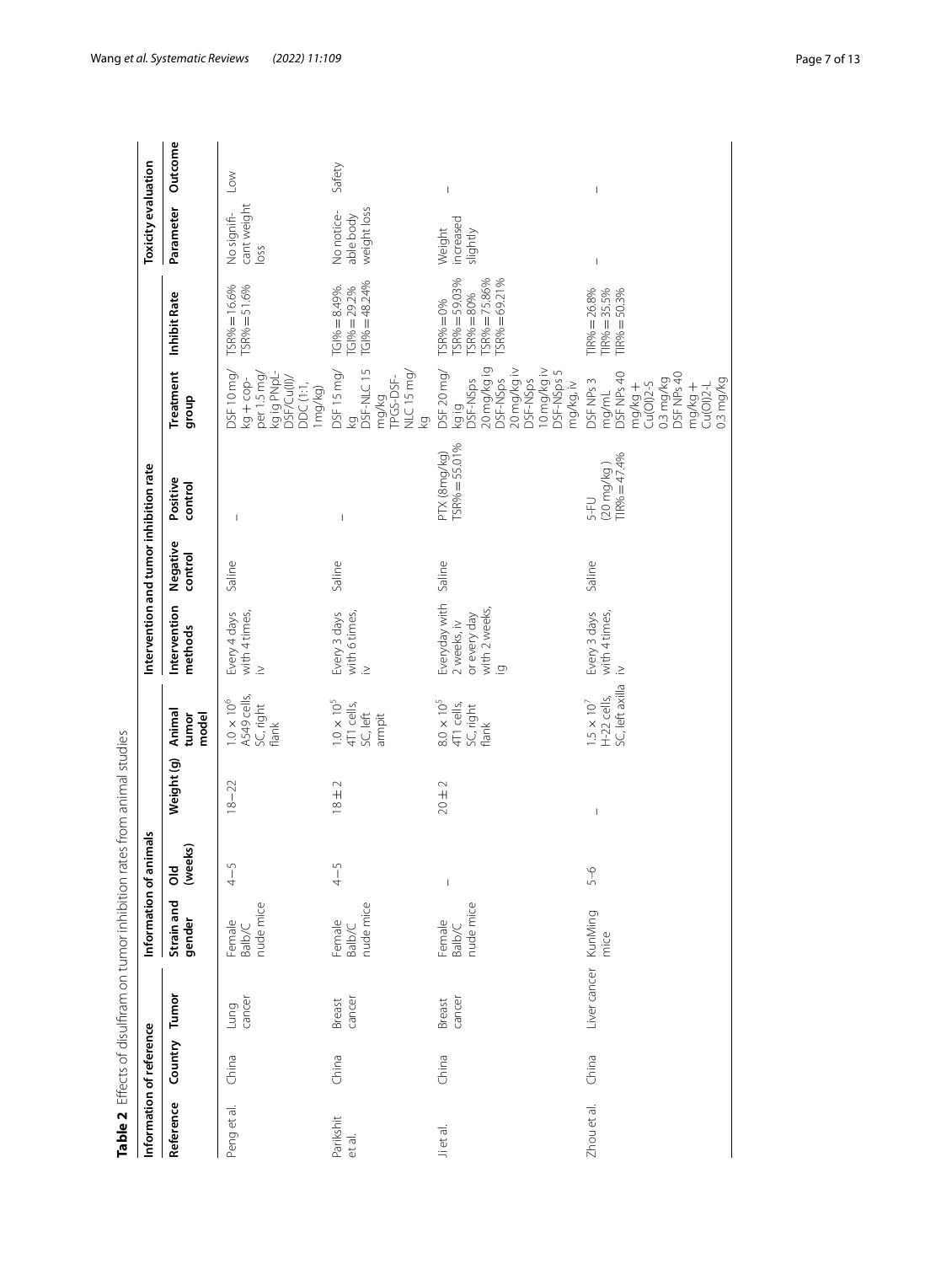**Table 2** Effects of disulfiram on tumor inhibition rates from animal studies

| Information of reference | | | Information of animals | | | | Intervention and tumor inhibition rate | | | | | Toxicity evaluation | |
|---|---|---|---|---|---|---|---|---|---|---|---|---|---|
| Reference | Country | Tumor | Strain and gender | Old (weeks) | Weight (g) | Animal tumor model | Intervention methods | Negative control | Positive control | Treatment group | Inhibit Rate | Parameter | Outcome |
| Peng et al. | China | Lung cancer | Female Balb/C nude mice | 4–5 | 18–22 | $1.0 \times 10^6$ A549 cells, SC, right flank | Every 4 days with 4 times, iv | Saline | – | DSF 10 mg/kg + copper 1.5 mg/kg ig PNpL-DSF/Cu(II)/DDC (1:1, 1 mg/kg) | TSR% = 16.6% TSR% = 51.6% | No significant weight loss | Low |
| Parikshit et al. | China | Breast cancer | Female Balb/C nude mice | 4–5 | 18 ± 2 | $1.0 \times 10^5$ 4T1 cells, SC, left armpit | Every 3 days with 6 times, iv | Saline | – | DSF 15 mg/kg DSF-NLC 15 mg/kg TPGS-DSF-NLC 15 mg/kg | TGI% = 8.49%. TGI% = 29.2% TGI% = 48.24% | No noticeable body weight loss | Safety |
| Ji et al. | China | Breast cancer | Female Balb/C nude mice | – | 20 ± 2 | $8.0 \times 10^5$ 4T1 cells, SC, right flank | Everyday with 2 weeks, iv or every day with 2 weeks, ig | Saline | PTX (8mg/kg) TSR% = 55.01% | DSF 20 mg/kg ig DSF-NSps 20 mg/kg ig DSF-NSps 20 mg/kg iv DSF-NSps 10 mg/kg iv DSF-NSps 5 mg/kg. iv | TSR% = 0% TSR% = 59.03% TSR% = 80% TSR% = 75.86% TSR% = 69.21% | Weight increased slightly | – |
| Zhou et al. | China | Liver cancer | KunMing mice | 5–6 | – | $1.5 \times 10^7$ H-22 cells, SC, left axilla | Every 3 days with 4 times, iv | Saline | 5-FU (20 mg/kg) TIR% = 47.4% | DSF NPs 3 mg/mL DSF NPs 40 mg/kg + Cu(OI)2-S 0.3 mg/kg DSF NPs 40 mg/kg + Cu(OI)2-L 0.3 mg/kg | TIR% = 26.8% TIR% = 35.5% TIR% = 50.3% | – | – |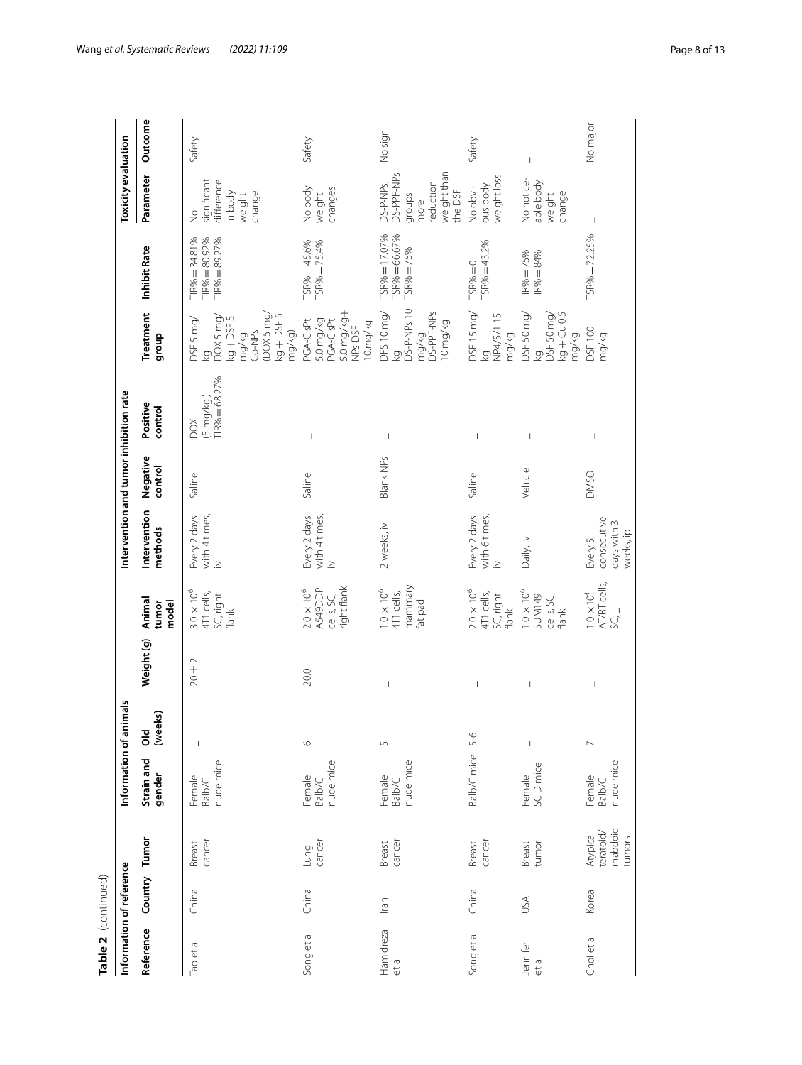**Table 2** (continued)

| Information of reference | | | | Information of animals | | | | Intervention and tumor inhibition rate | | | | | | Toxicity evaluation | |
|---|---|---|---|---|---|---|---|---|---|---|---|---|---|---|---|
| Reference | Country | Tumor | | Strain and gender | Old (weeks) | Weight (g) | Animal tumor model | Intervention methods | Negative control | Positive control | Treatment group | Inhibit Rate | | Parameter | Outcome |
| Tao et al. | China | Breast cancer | | Female Balb/C nude mice | – | 20 ± 2 | $3.0 \times 10^6$ 4T1 cells, SC, right flank | Every 2 days with 4 times, iv | Saline | DOX (5 mg/kg) TIR% = 68.27% | DSF 5 mg/kg DOX 5 mg/kg + DSF 5 mg/kg Co-NPs (DOX 5 mg/kg + DSF 5 mg/kg) | TIR% = 34.81% TIR% = 80.92% TIR% = 89.27% | | No significant difference in body weight change | Safety |
| Song et al. | China | Lung cancer | | Female Balb/C nude mice | 6 | 20.0 | $2.0 \times 10^6$ A549DDP cells, SC, right flank | Every 2 days with 4 times, iv | Saline | – | PGA-CisPt 5.0 mg/kg PGA-CisPt 5.0 mg/kg+ NPs-DSF 10 mg/kg | TSR% = 45.6% TSR% = 75.4% | | No body weight changes | Safety |
| Hamidreza et al. | Iran | Breast cancer | | Female Balb/C nude mice | 5 | – | $1.0 \times 10^6$ 4T1 cells, mammary fat pad | 2 weeks, iv | Blank NPs | – | DFS 10 mg/kg DS-P-NPs 10 mg/kg DS-PPF-NPs 10 mg/kg | TSR% = 17.07% TSR% = 66.67% TSR% = 75% | | DS-P-NPs, DS-PPF-NPs groups more reduction weight than the DSF | No sign |
| Song et al. | China | Breast cancer | | Balb/C mice | 5-6 | – | $2.0 \times 10^6$ 4T1 cells, SC, right flank | Every 2 days with 6 times, iv | Saline | – | DSF 15 mg/kg NP4/5/1 15 mg/kg | TSR% = 0 TSR% = 43.2% | | No obvious body weight loss | Safety |
| Jennifer et al. | USA | Breast tumor | | Female SCID mice | – | – | $1.0 \times 10^6$ SUM149 cells, SC, flank | Daily, iv | Vehicle | – | DSF 50 mg/kg DSF 50 mg/kg + Cu 0.5 mg/kg | TIR% = 75% TIR% = 84% | | No noticeable body weight change | – |
| Choi et al. | Korea | Atypical teratoid/rhabdoid tumors | | Female Balb/C nude mice | 7 | – | $1.0 \times 10^4$ AT/RT cells, SC, – | Every 5 consecutive days with 3 weeks, ip | DMSO | – | DSF 100 mg/kg | TSR% = 72.25% | | – | No major |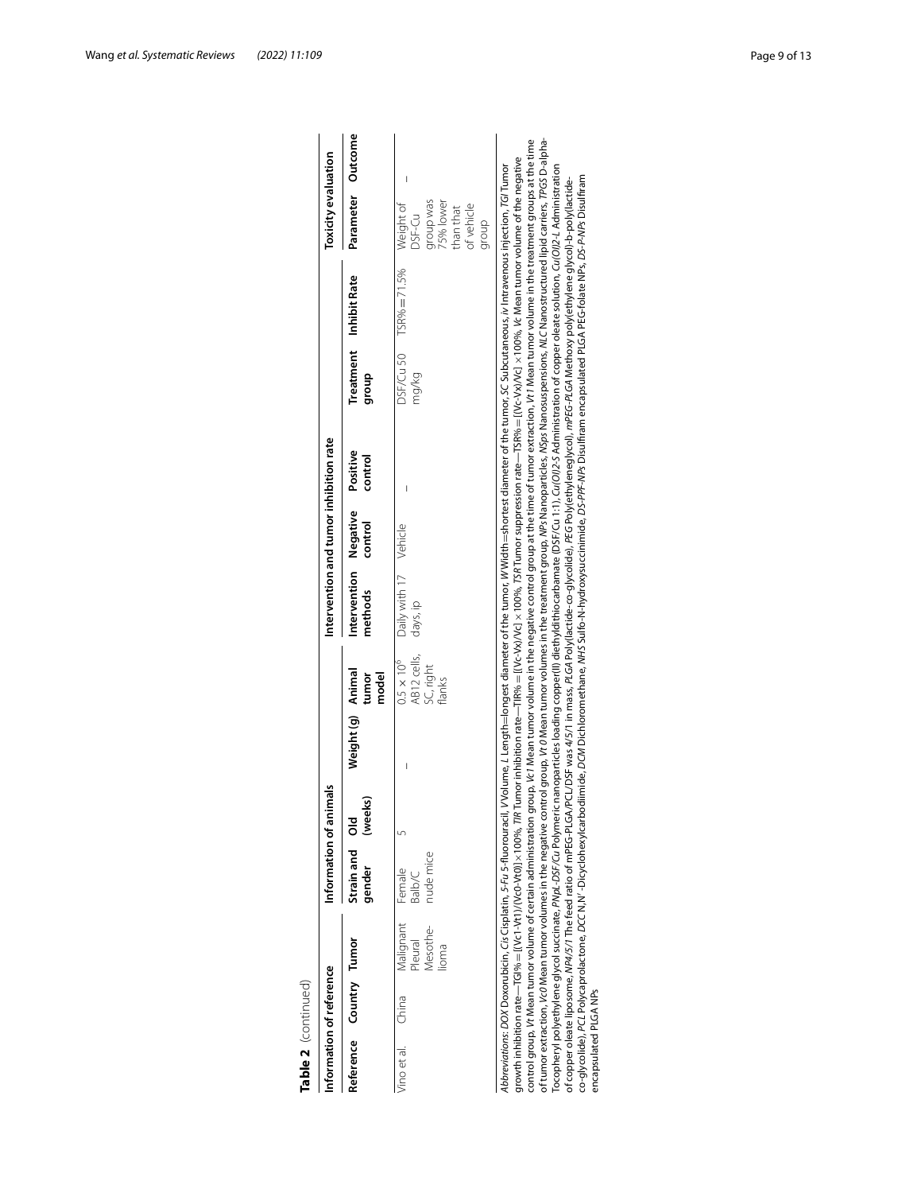**Table 2** (continued)

| Information of reference | | | Information of animals | | | | Intervention and tumor inhibition rate | | | | | Toxicity evaluation | |
|---|---|---|---|---|---|---|---|---|---|---|---|---|---|
| Reference | Country | Tumor | Strain and gender | Old (weeks) | Weight (g) | Animal tumor model | Intervention methods | Negative control | Positive control | Treatment group | Inhibit Rate | Parameter | Outcome |
| Vino et al. | China | Malignant Pleural Mesothelioma | Female Balb/C nude mice | 5 | – | $0.5 \times 10^6$ AB12 cells, SC, right flanks | Daily with 17 days, ip | Vehicle | – | DSF/Cu 50 mg/kg | TSR% = 71.5% | Weight of DSF-Cu group was 75% lower than that of vehicle group | – |

*Abbreviations*: *DOX* Doxorubicin, *Cis* Cisplatin, *5-Fu* 5-fluorouracil, *V* Volume, *L* Length=longest diameter of the tumor, *W* Width=shortest diameter of the tumor, *SC* Subcutaneous, *iv* Intravenous injection, *TGI* Tumor growth inhibition rate—TGI% = [(Vc1-Vt1)/(Vc0-Vt0)] × 100%, *TIR* Tumor inhibition rate—TIR% = [(Vc-Vx)/Vc] × 100%, *TSR* Tumor suppression rate—TSR% = [(Vc-Vx)/Vc] × 100%, *Vc* Mean tumor volume of the negative control group, *Vt* Mean tumor volume of certain administration group, *Vc1* Mean tumor volume in the negative control group at the time of tumor extraction, *Vt1* Mean tumor volume in the treatment groups at the time of tumor extraction, *Vc0* Mean tumor volumes in the negative control group, *Vt0* Mean tumor volumes in the treatment group, *NPs* Nanoparticles, *NSps* Nanosuspensions, *NLC* Nanostructured lipid carriers, *TPGS* D-alpha-Tocopheryl polyethylene glycol succinate, *PNpL-DSF/Cu* Polymeric nanoparticles loading copper(II) diethyldithiocarbamate (DSF/Cu 1:1), *Cu(OI)2-S* Administration of copper oleate solution, *Cu(OI)2-L* Administration of copper oleate liposome, *NP4/5/1* The feed ratio of mPEG-PLGA/PCL/DSF was 4/5/1 in mass, *PLGA* Poly(lactide-co-glycolide), *PEG* Poly(ethyleneglycol), *mPEG-PLGA* Methoxy poly(ethylene glycol)-b-poly(lactide-co-glycolide), *PCL* Polycaprolactone, *DCC* N,N'-Dicyclohexylcarbodiimide, *DCM* Dichloromethane, *NHS* Sulfo-N-hydroxysuccinimide, *DS-PPF-NPs* Disulfiram encapsulated PLGA PEG-folate NPs, *DS-P-NPs* Disulfiram encapsulated PLGA NPs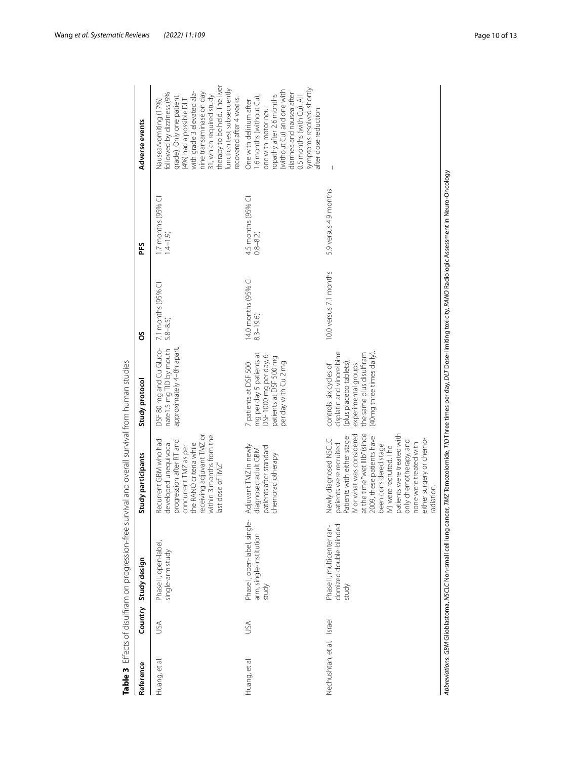**Table 3** Effects of disulfiram on progression-free survival and overall survival from human studies

| Reference | Country | Study design | Study participants | Study protocol | OS | PFS | Adverse events |
|---|---|---|---|---|---|---|---|
| Huang, et al. | USA | Phase II, open-label, single-arm study | Recurrent GBM who had developed unequivocal progression after RT and concurrent TMZ as per the RANO criteria while receiving adjuvant TMZ or within 3 months from the last dose of TMZ" | DSF 80 mg and Cu Gluconate1.5 mg TID by mouth approximately 4–8h apart. | 7.1 months (95% CI 5.8–8.5) | 1.7 months (95% CI 1.4–1.9) | Nausea/vomiting (17%) followed by dizziness (9% grade). Only one patient (4%) had a possible DLT with grade 3 elevated alanine transaminase on day 31, which required study therapy to be held. The liver function test subsequently recovered after 4 weeks. |
| Huang, et al. | USA | Phase I, open-label, single-arm, single-institution study | Adjuvant TMZ in newly diagnosed adult GBM patients after standard chemoradiotherapy | 7 patients at DSF 500 mg per day 5 patients at DSF 1000 mg per day, 6 patients at DSF 500 mg per day with Cu 2 mg | 14.0 months (95% CI 8.3–19.6) | 4.5 months (95% CI 0.8–8.2) | One with delirium after 1.6 months (without Cu), one with motor neuropathy after 2.6 months (without Cu) and one with diarrhea and nausea after 0.5 months (with Cu). All symptoms resolved shortly after dose reduction. |
| Nechushtan, et al. | Israel | Phase II, multicenter randomized double-blinded study | Newly diagnosed NSCLC patients were recruited. Patients with either stage IV or what was considered at the time "wet IIIb" (since 2009, these patients have been considered stage IV) were recruited. The patients were treated with only chemotherapy, and none were treated with either surgery or chemo-radiation. | controls: six cycles of cisplatin and vinorelbine (plus placebo tablets), experimental groups: the same plus disulfiram (40mg three times daily). | 10.0 versus 7.1 months | 5.9 versus 4.9 months | – |

*Abbreviations*: *GBM* Glioblastoma, *NSCLC* Non-small cell lung cancer, *TMZ* Temozolomide, *TID* Three times per day, *DLT* Dose-limiting toxicity, *RANO* Radiologic Assessment in Neuro-Oncology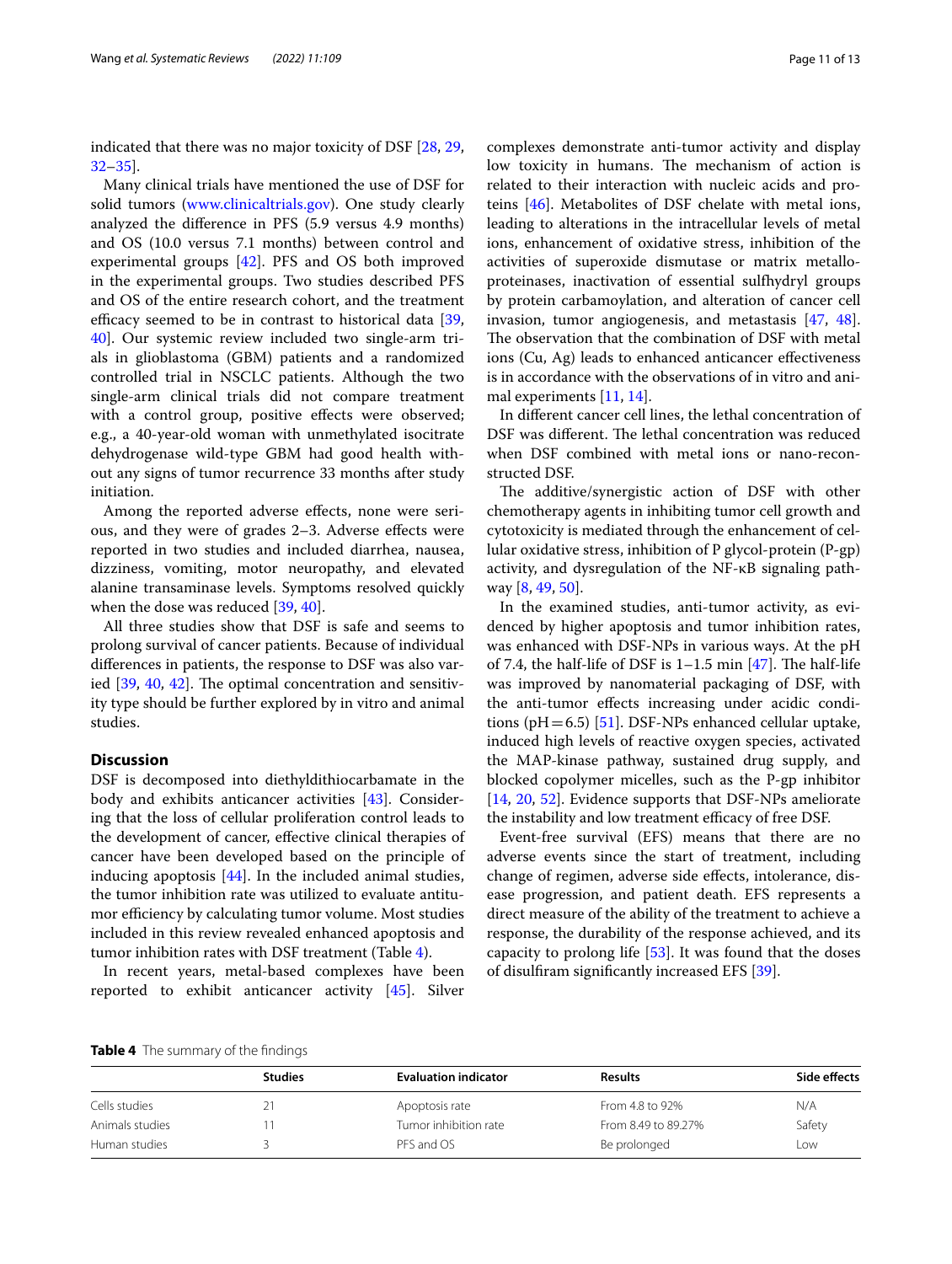indicated that there was no major toxicity of DSF [28, 29, 32–35].

Many clinical trials have mentioned the use of DSF for solid tumors (www.clinicaltrials.gov). One study clearly analyzed the difference in PFS (5.9 versus 4.9 months) and OS (10.0 versus 7.1 months) between control and experimental groups [42]. PFS and OS both improved in the experimental groups. Two studies described PFS and OS of the entire research cohort, and the treatment efficacy seemed to be in contrast to historical data [39, 40]. Our systemic review included two single-arm trials in glioblastoma (GBM) patients and a randomized controlled trial in NSCLC patients. Although the two single-arm clinical trials did not compare treatment with a control group, positive effects were observed; e.g., a 40-year-old woman with unmethylated isocitrate dehydrogenase wild-type GBM had good health without any signs of tumor recurrence 33 months after study initiation.

Among the reported adverse effects, none were serious, and they were of grades 2–3. Adverse effects were reported in two studies and included diarrhea, nausea, dizziness, vomiting, motor neuropathy, and elevated alanine transaminase levels. Symptoms resolved quickly when the dose was reduced [39, 40].

All three studies show that DSF is safe and seems to prolong survival of cancer patients. Because of individual differences in patients, the response to DSF was also varied [39, 40, 42]. The optimal concentration and sensitivity type should be further explored by in vitro and animal studies.

## Discussion

DSF is decomposed into diethyldithiocarbamate in the body and exhibits anticancer activities [43]. Considering that the loss of cellular proliferation control leads to the development of cancer, effective clinical therapies of cancer have been developed based on the principle of inducing apoptosis [44]. In the included animal studies, the tumor inhibition rate was utilized to evaluate antitumor efficiency by calculating tumor volume. Most studies included in this review revealed enhanced apoptosis and tumor inhibition rates with DSF treatment (Table 4).

In recent years, metal-based complexes have been reported to exhibit anticancer activity [45]. Silver complexes demonstrate anti-tumor activity and display low toxicity in humans. The mechanism of action is related to their interaction with nucleic acids and proteins [46]. Metabolites of DSF chelate with metal ions, leading to alterations in the intracellular levels of metal ions, enhancement of oxidative stress, inhibition of the activities of superoxide dismutase or matrix metalloproteinases, inactivation of essential sulfhydryl groups by protein carbamoylation, and alteration of cancer cell invasion, tumor angiogenesis, and metastasis [47, 48]. The observation that the combination of DSF with metal ions (Cu, Ag) leads to enhanced anticancer effectiveness is in accordance with the observations of in vitro and animal experiments [11, 14].

In different cancer cell lines, the lethal concentration of DSF was different. The lethal concentration was reduced when DSF combined with metal ions or nano-reconstructed DSF.

The additive/synergistic action of DSF with other chemotherapy agents in inhibiting tumor cell growth and cytotoxicity is mediated through the enhancement of cellular oxidative stress, inhibition of P glycol-protein (P-gp) activity, and dysregulation of the NF-κB signaling pathway [8, 49, 50].

In the examined studies, anti-tumor activity, as evidenced by higher apoptosis and tumor inhibition rates, was enhanced with DSF-NPs in various ways. At the pH of 7.4, the half-life of DSF is 1–1.5 min [47]. The half-life was improved by nanomaterial packaging of DSF, with the anti-tumor effects increasing under acidic conditions (pH = 6.5) [51]. DSF-NPs enhanced cellular uptake, induced high levels of reactive oxygen species, activated the MAP-kinase pathway, sustained drug supply, and blocked copolymer micelles, such as the P-gp inhibitor [14, 20, 52]. Evidence supports that DSF-NPs ameliorate the instability and low treatment efficacy of free DSF.

Event-free survival (EFS) means that there are no adverse events since the start of treatment, including change of regimen, adverse side effects, intolerance, disease progression, and patient death. EFS represents a direct measure of the ability of the treatment to achieve a response, the durability of the response achieved, and its capacity to prolong life [53]. It was found that the doses of disulfiram significantly increased EFS [39].

**Table 4** The summary of the findings

| | Studies | Evaluation indicator | Results | Side effects |
|---|---|---|---|---|
| Cells studies | 21 | Apoptosis rate | From 4.8 to 92% | N/A |
| Animals studies | 11 | Tumor inhibition rate | From 8.49 to 89.27% | Safety |
| Human studies | 3 | PFS and OS | Be prolonged | Low |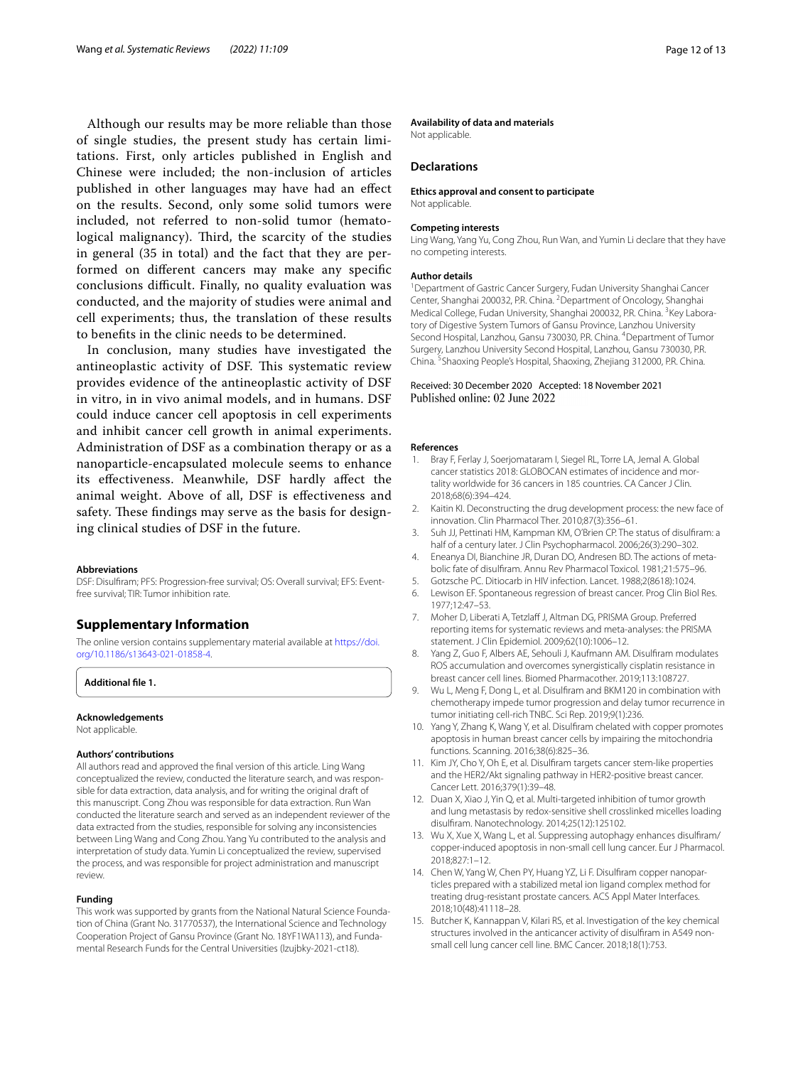Although our results may be more reliable than those of single studies, the present study has certain limitations. First, only articles published in English and Chinese were included; the non-inclusion of articles published in other languages may have had an effect on the results. Second, only some solid tumors were included, not referred to non-solid tumor (hematological malignancy). Third, the scarcity of the studies in general (35 in total) and the fact that they are performed on different cancers may make any specific conclusions difficult. Finally, no quality evaluation was conducted, and the majority of studies were animal and cell experiments; thus, the translation of these results to benefits in the clinic needs to be determined.

In conclusion, many studies have investigated the antineoplastic activity of DSF. This systematic review provides evidence of the antineoplastic activity of DSF in vitro, in in vivo animal models, and in humans. DSF could induce cancer cell apoptosis in cell experiments and inhibit cancer cell growth in animal experiments. Administration of DSF as a combination therapy or as a nanoparticle-encapsulated molecule seems to enhance its effectiveness. Meanwhile, DSF hardly affect the animal weight. Above of all, DSF is effectiveness and safety. These findings may serve as the basis for designing clinical studies of DSF in the future.

#### Abbreviations
DSF: Disulfiram; PFS: Progression-free survival; OS: Overall survival; EFS: Event-free survival; TIR: Tumor inhibition rate.

## Supplementary Information
The online version contains supplementary material available at https://doi.org/10.1186/s13643-021-01858-4.

**Additional file 1.**

#### Acknowledgements
Not applicable.

#### Authors' contributions
All authors read and approved the final version of this article. Ling Wang conceptualized the review, conducted the literature search, and was responsible for data extraction, data analysis, and for writing the original draft of this manuscript. Cong Zhou was responsible for data extraction. Run Wan conducted the literature search and served as an independent reviewer of the data extracted from the studies, responsible for solving any inconsistencies between Ling Wang and Cong Zhou. Yang Yu contributed to the analysis and interpretation of study data. Yumin Li conceptualized the review, supervised the process, and was responsible for project administration and manuscript review.

#### Funding
This work was supported by grants from the National Natural Science Foundation of China (Grant No. 31770537), the International Science and Technology Cooperation Project of Gansu Province (Grant No. 18YF1WA113), and Fundamental Research Funds for the Central Universities (lzujbky-2021-ct18).

#### Availability of data and materials
Not applicable.

### Declarations

#### Ethics approval and consent to participate
Not applicable.

#### Competing interests
Ling Wang, Yang Yu, Cong Zhou, Run Wan, and Yumin Li declare that they have no competing interests.

#### Author details
[1]Department of Gastric Cancer Surgery, Fudan University Shanghai Cancer Center, Shanghai 200032, P.R. China. [2]Department of Oncology, Shanghai Medical College, Fudan University, Shanghai 200032, P.R. China. [3]Key Laboratory of Digestive System Tumors of Gansu Province, Lanzhou University Second Hospital, Lanzhou, Gansu 730030, P.R. China. [4]Department of Tumor Surgery, Lanzhou University Second Hospital, Lanzhou, Gansu 730030, P.R. China. [5]Shaoxing People's Hospital, Shaoxing, Zhejiang 312000, P.R. China.

Received: 30 December 2020 Accepted: 18 November 2021
Published online: 02 June 2022

#### References
1. Bray F, Ferlay J, Soerjomataram I, Siegel RL, Torre LA, Jemal A. Global cancer statistics 2018: GLOBOCAN estimates of incidence and mortality worldwide for 36 cancers in 185 countries. CA Cancer J Clin. 2018;68(6):394–424.
2. Kaitin KI. Deconstructing the drug development process: the new face of innovation. Clin Pharmacol Ther. 2010;87(3):356–61.
3. Suh JJ, Pettinati HM, Kampman KM, O'Brien CP. The status of disulfiram: a half of a century later. J Clin Psychopharmacol. 2006;26(3):290–302.
4. Eneanya DI, Bianchine JR, Duran DO, Andresen BD. The actions of metabolic fate of disulfiram. Annu Rev Pharmacol Toxicol. 1981;21:575–96.
5. Gotzsche PC. Ditiocarb in HIV infection. Lancet. 1988;2(8618):1024.
6. Lewison EF. Spontaneous regression of breast cancer. Prog Clin Biol Res. 1977;12:47–53.
7. Moher D, Liberati A, Tetzlaff J, Altman DG, PRISMA Group. Preferred reporting items for systematic reviews and meta-analyses: the PRISMA statement. J Clin Epidemiol. 2009;62(10):1006–12.
8. Yang Z, Guo F, Albers AE, Sehouli J, Kaufmann AM. Disulfiram modulates ROS accumulation and overcomes synergistically cisplatin resistance in breast cancer cell lines. Biomed Pharmacother. 2019;113:108727.
9. Wu L, Meng F, Dong L, et al. Disulfiram and BKM120 in combination with chemotherapy impede tumor progression and delay tumor recurrence in tumor initiating cell-rich TNBC. Sci Rep. 2019;9(1):236.
10. Yang Y, Zhang K, Wang Y, et al. Disulfiram chelated with copper promotes apoptosis in human breast cancer cells by impairing the mitochondria functions. Scanning. 2016;38(6):825–36.
11. Kim JY, Cho Y, Oh E, et al. Disulfiram targets cancer stem-like properties and the HER2/Akt signaling pathway in HER2-positive breast cancer. Cancer Lett. 2016;379(1):39–48.
12. Duan X, Xiao J, Yin Q, et al. Multi-targeted inhibition of tumor growth and lung metastasis by redox-sensitive shell crosslinked micelles loading disulfiram. Nanotechnology. 2014;25(12):125102.
13. Wu X, Xue X, Wang L, et al. Suppressing autophagy enhances disulfiram/copper-induced apoptosis in non-small cell lung cancer. Eur J Pharmacol. 2018;827:1–12.
14. Chen W, Yang W, Chen PY, Huang YZ, Li F. Disulfiram copper nanoparticles prepared with a stabilized metal ion ligand complex method for treating drug-resistant prostate cancers. ACS Appl Mater Interfaces. 2018;10(48):41118–28.
15. Butcher K, Kannappan V, Kilari RS, et al. Investigation of the key chemical structures involved in the anticancer activity of disulfiram in A549 non-small cell lung cancer cell line. BMC Cancer. 2018;18(1):753.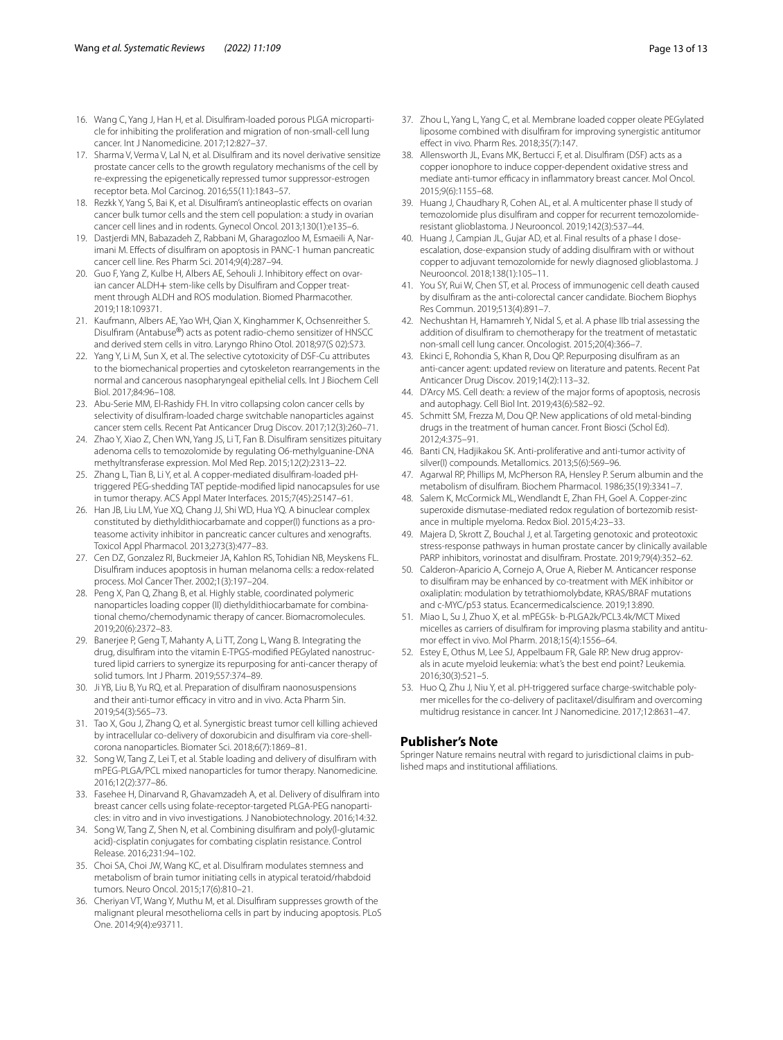16. Wang C, Yang J, Han H, et al. Disulfiram-loaded porous PLGA microparticle for inhibiting the proliferation and migration of non-small-cell lung cancer. Int J Nanomedicine. 2017;12:827–37.
17. Sharma V, Verma V, Lal N, et al. Disulfiram and its novel derivative sensitize prostate cancer cells to the growth regulatory mechanisms of the cell by re-expressing the epigenetically repressed tumor suppressor-estrogen receptor beta. Mol Carcinog. 2016;55(11):1843–57.
18. Rezk Y, Yang S, Bai K, et al. Disulfiram's antineoplastic effects on ovarian cancer bulk tumor cells and the stem cell population: a study in ovarian cancer cell lines and in rodents. Gynecol Oncol. 2013;130(1):e135–6.
19. Dastjerdi MN, Babazadeh Z, Rabbani M, Gharagozloo M, Esmaeili A, Narimani M. Effects of disulfiram on apoptosis in PANC-1 human pancreatic cancer cell line. Res Pharm Sci. 2014;9(4):287–94.
20. Guo F, Yang Z, Kulbe H, Albers AE, Sehouli J. Inhibitory effect on ovarian cancer ALDH+ stem-like cells by Disulfiram and Copper treatment through ALDH and ROS modulation. Biomed Pharmacother. 2019;118:109371.
21. Kaufmann, Albers AE, Yao WH, Qian X, Kinghammer K, Ochsenreither S. Disulfiram (Antabuse®) acts as potent radio-chemo sensitizer of HNSCC and derived stem cells in vitro. Laryngo Rhino Otol. 2018;97(S 02):S73.
22. Yang Y, Li M, Sun X, et al. The selective cytotoxicity of DSF-Cu attributes to the biomechanical properties and cytoskeleton rearrangements in the normal and cancerous nasopharyngeal epithelial cells. Int J Biochem Cell Biol. 2017;84:96–108.
23. Abu-Serie MM, El-Rashidy FH. In vitro collapsing colon cancer cells by selectivity of disulfiram-loaded charge switchable nanoparticles against cancer stem cells. Recent Pat Anticancer Drug Discov. 2017;12(3):260–71.
24. Zhao Y, Xiao Z, Chen WN, Yang JS, Li T, Fan B. Disulfiram sensitizes pituitary adenoma cells to temozolomide by regulating O6-methylguanine-DNA methyltransferase expression. Mol Med Rep. 2015;12(2):2313–22.
25. Zhang L, Tian B, Li Y, et al. A copper-mediated disulfiram-loaded pH-triggered PEG-shedding TAT peptide-modified lipid nanocapsules for use in tumor therapy. ACS Appl Mater Interfaces. 2015;7(45):25147–61.
26. Han JB, Liu LM, Yue XQ, Chang JJ, Shi WD, Hua YQ. A binuclear complex constituted by diethyldithiocarbamate and copper(I) functions as a proteasome activity inhibitor in pancreatic cancer cultures and xenografts. Toxicol Appl Pharmacol. 2013;273(3):477–83.
27. Cen DZ, Gonzalez RI, Buckmeier JA, Kahlon RS, Tohidian NB, Meyskens FL. Disulfiram induces apoptosis in human melanoma cells: a redox-related process. Mol Cancer Ther. 2002;1(3):197–204.
28. Peng X, Pan Q, Zhang B, et al. Highly stable, coordinated polymeric nanoparticles loading copper (II) diethyldithiocarbamate for combinational chemo/chemodynamic therapy of cancer. Biomacromolecules. 2019;20(6):2372–83.
29. Banerjee P, Geng T, Mahanty A, Li TT, Zong L, Wang B. Integrating the drug, disulfiram into the vitamin E-TPGS-modified PEGylated nanostructured lipid carriers to synergize its repurposing for anti-cancer therapy of solid tumors. Int J Pharm. 2019;557:374–89.
30. Ji YB, Liu B, Yu RQ, et al. Preparation of disulfiram naonosuspensions and their anti-tumor efficacy in vitro and in vivo. Acta Pharm Sin. 2019;54(3):565–73.
31. Tao X, Gou J, Zhang Q, et al. Synergistic breast tumor cell killing achieved by intracellular co-delivery of doxorubicin and disulfiram via core-shell-corona nanoparticles. Biomater Sci. 2018;6(7):1869–81.
32. Song W, Tang Z, Lei T, et al. Stable loading and delivery of disulfiram with mPEG-PLGA/PCL mixed nanoparticles for tumor therapy. Nanomedicine. 2016;12(2):377–86.
33. Fasehee H, Dinarvand R, Ghavamzadeh A, et al. Delivery of disulfiram into breast cancer cells using folate-receptor-targeted PLGA-PEG nanoparticles: in vitro and in vivo investigations. J Nanobiotechnology. 2016;14:32.
34. Song W, Tang Z, Shen N, et al. Combining disulfiram and poly(l-glutamic acid)-cisplatin conjugates for combating cisplatin resistance. Control Release. 2016;231:94–102.
35. Choi SA, Choi JW, Wang KC, et al. Disulfiram modulates stemness and metabolism of brain tumor initiating cells in atypical teratoid/rhabdoid tumors. Neuro Oncol. 2015;17(6):810–21.
36. Cheriyan VT, Wang Y, Muthu M, et al. Disulfiram suppresses growth of the malignant pleural mesothelioma cells in part by inducing apoptosis. PLoS One. 2014;9(4):e93711.
37. Zhou L, Yang L, Yang C, et al. Membrane loaded copper oleate PEGylated liposome combined with disulfiram for improving synergistic antitumor effect in vivo. Pharm Res. 2018;35(7):147.
38. Allensworth JL, Evans MK, Bertucci F, et al. Disulfiram (DSF) acts as a copper ionophore to induce copper-dependent oxidative stress and mediate anti-tumor efficacy in inflammatory breast cancer. Mol Oncol. 2015;9(6):1155–68.
39. Huang J, Chaudhary R, Cohen AL, et al. A multicenter phase II study of temozolomide plus disulfiram and copper for recurrent temozolomide-resistant glioblastoma. J Neurooncol. 2019;142(3):537–44.
40. Huang J, Campian JL, Gujar AD, et al. Final results of a phase I dose-escalation, dose-expansion study of adding disulfiram with or without copper to adjuvant temozolomide for newly diagnosed glioblastoma. J Neurooncol. 2018;138(1):105–11.
41. You SY, Rui W, Chen ST, et al. Process of immunogenic cell death caused by disulfiram as the anti-colorectal cancer candidate. Biochem Biophys Res Commun. 2019;513(4):891–7.
42. Nechushtan H, Hamamreh Y, Nidal S, et al. A phase IIb trial assessing the addition of disulfiram to chemotherapy for the treatment of metastatic non-small cell lung cancer. Oncologist. 2015;20(4):366–7.
43. Ekinci E, Rohondia S, Khan R, Dou QP. Repurposing disulfiram as an anti-cancer agent: updated review on literature and patents. Recent Pat Anticancer Drug Discov. 2019;14(2):113–32.
44. D'Arcy MS. Cell death: a review of the major forms of apoptosis, necrosis and autophagy. Cell Biol Int. 2019;43(6):582–92.
45. Schmitt SM, Frezza M, Dou QP. New applications of old metal-binding drugs in the treatment of human cancer. Front Biosci (Schol Ed). 2012;4:375–91.
46. Banti CN, Hadjikakou SK. Anti-proliferative and anti-tumor activity of silver(I) compounds. Metallomics. 2013;5(6):569–96.
47. Agarwal RP, Phillips M, McPherson RA, Hensley P. Serum albumin and the metabolism of disulfiram. Biochem Pharmacol. 1986;35(19):3341–7.
48. Salem K, McCormick ML, Wendlandt E, Zhan FH, Goel A. Copper-zinc superoxide dismutase-mediated redox regulation of bortezomib resistance in multiple myeloma. Redox Biol. 2015;4:23–33.
49. Majera D, Skrott Z, Bouchal J, et al. Targeting genotoxic and proteotoxic stress-response pathways in human prostate cancer by clinically available PARP inhibitors, vorinostat and disulfiram. Prostate. 2019;79(4):352–62.
50. Calderon-Aparicio A, Cornejo A, Orue A, Rieber M. Anticancer response to disulfiram may be enhanced by co-treatment with MEK inhibitor or oxaliplatin: modulation by tetrathiomolybdate, KRAS/BRAF mutations and c-MYC/p53 status. Ecancermedicalscience. 2019;13:890.
51. Miao L, Su J, Zhuo X, et al. mPEG5k- b-PLGA2k/PCL3.4k/MCT Mixed micelles as carriers of disulfiram for improving plasma stability and antitumor effect in vivo. Mol Pharm. 2018;15(4):1556–64.
52. Estey E, Othus M, Lee SJ, Appelbaum FR, Gale RP. New drug approvals in acute myeloid leukemia: what's the best end point? Leukemia. 2016;30(3):521–5.
53. Huo Q, Zhu J, Niu Y, et al. pH-triggered surface charge-switchable polymer micelles for the co-delivery of paclitaxel/disulfiram and overcoming multidrug resistance in cancer. Int J Nanomedicine. 2017;12:8631–47.

## Publisher's Note

Springer Nature remains neutral with regard to jurisdictional claims in published maps and institutional affiliations.